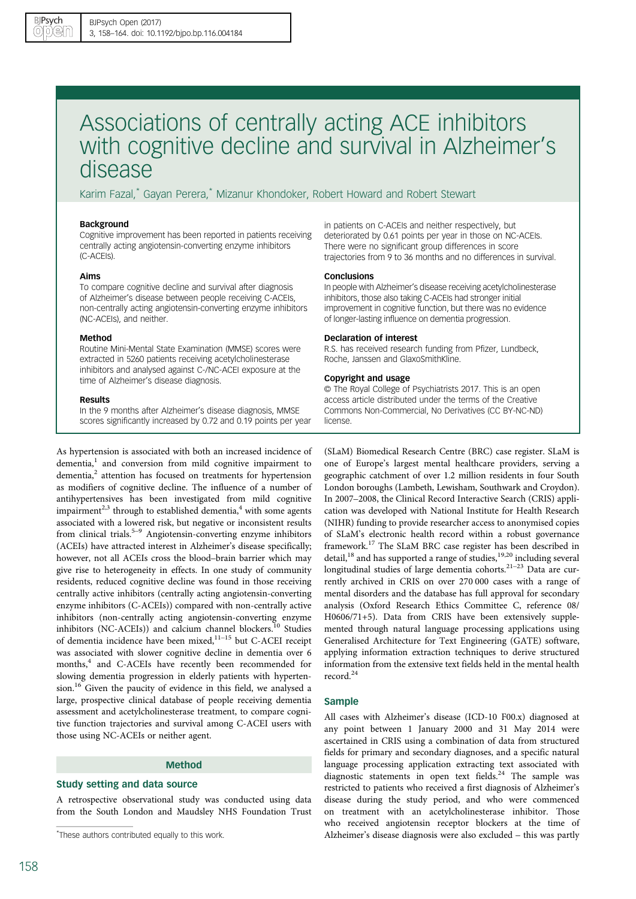# Associations of centrally acting ACE inhibitors with cognitive decline and survival in Alzheimer's disease

Karim Fazal,* Gayan Perera,* Mizanur Khondoker, Robert Howard and Robert Stewart

### Background

Cognitive improvement has been reported in patients receiving centrally acting angiotensin-converting enzyme inhibitors (C-ACEIs).

### Aims

To compare cognitive decline and survival after diagnosis of Alzheimer's disease between people receiving C-ACEIs, non-centrally acting angiotensin-converting enzyme inhibitors (NC-ACEIs), and neither.

### Method

Routine Mini-Mental State Examination (MMSE) scores were extracted in 5260 patients receiving acetylcholinesterase inhibitors and analysed against C-/NC-ACEI exposure at the time of Alzheimer's disease diagnosis.

### Results

In the 9 months after Alzheimer's disease diagnosis, MMSE scores significantly increased by 0.72 and 0.19 points per year in patients on C-ACEIs and neither respectively, but deteriorated by 0.61 points per year in those on NC-ACEIs. There were no significant group differences in score trajectories from 9 to 36 months and no differences in survival.

### Conclusions

In people with Alzheimer's disease receiving acetylcholinesterase inhibitors, those also taking C-ACEIs had stronger initial improvement in cognitive function, but there was no evidence of longer-lasting influence on dementia progression.

### Declaration of interest

R.S. has received research funding from Pfizer, Lundbeck, Roche, Janssen and GlaxoSmithKline.

### Copyright and usage

© The Royal College of Psychiatrists 2017. This is an open access article distributed under the terms of the Creative Commons Non-Commercial, No Derivatives (CC BY-NC-ND) license.

As hypertension is associated with both an increased incidence of dementia,[1] and conversion from mild cognitive impairment to dementia,[2] attention has focused on treatments for hypertension as modifiers of cognitive decline. The influence of a number of antihypertensives has been investigated from mild cognitive impairment[2,3] through to established dementia,[4] with some agents associated with a lowered risk, but negative or inconsistent results from clinical trials.[5–9] Angiotensin-converting enzyme inhibitors (ACEIs) have attracted interest in Alzheimer's disease specifically; however, not all ACEIs cross the blood–brain barrier which may give rise to heterogeneity in effects. In one study of community residents, reduced cognitive decline was found in those receiving centrally active inhibitors (centrally acting angiotensin-converting enzyme inhibitors (C-ACEIs)) compared with non-centrally active inhibitors (non-centrally acting angiotensin-converting enzyme inhibitors (NC-ACEIs)) and calcium channel blockers.[10] Studies of dementia incidence have been mixed,[11–15] but C-ACEI receipt was associated with slower cognitive decline in dementia over 6 months,[4] and C-ACEIs have recently been recommended for slowing dementia progression in elderly patients with hypertension.[16] Given the paucity of evidence in this field, we analysed a large, prospective clinical database of people receiving dementia assessment and acetylcholinesterase treatment, to compare cognitive function trajectories and survival among C-ACEI users with those using NC-ACEIs or neither agent.

## Method

### Study setting and data source

A retrospective observational study was conducted using data from the South London and Maudsley NHS Foundation Trust (SLaM) Biomedical Research Centre (BRC) case register. SLaM is one of Europe's largest mental healthcare providers, serving a geographic catchment of over 1.2 million residents in four South London boroughs (Lambeth, Lewisham, Southwark and Croydon). In 2007–2008, the Clinical Record Interactive Search (CRIS) application was developed with National Institute for Health Research (NIHR) funding to provide researcher access to anonymised copies of SLaM's electronic health record within a robust governance framework.[17] The SLaM BRC case register has been described in detail,[18] and has supported a range of studies,[19,20] including several longitudinal studies of large dementia cohorts.[21–23] Data are currently archived in CRIS on over 270 000 cases with a range of mental disorders and the database has full approval for secondary analysis (Oxford Research Ethics Committee C, reference 08/H0606/71+5). Data from CRIS have been extensively supplemented through natural language processing applications using Generalised Architecture for Text Engineering (GATE) software, applying information extraction techniques to derive structured information from the extensive text fields held in the mental health record.[24]

### Sample

All cases with Alzheimer's disease (ICD-10 F00.x) diagnosed at any point between 1 January 2000 and 31 May 2014 were ascertained in CRIS using a combination of data from structured fields for primary and secondary diagnoses, and a specific natural language processing application extracting text associated with diagnostic statements in open text fields.[24] The sample was restricted to patients who received a first diagnosis of Alzheimer's disease during the study period, and who were commenced on treatment with an acetylcholinesterase inhibitor. Those who received angiotensin receptor blockers at the time of Alzheimer's disease diagnosis were also excluded – this was partly

*These authors contributed equally to this work.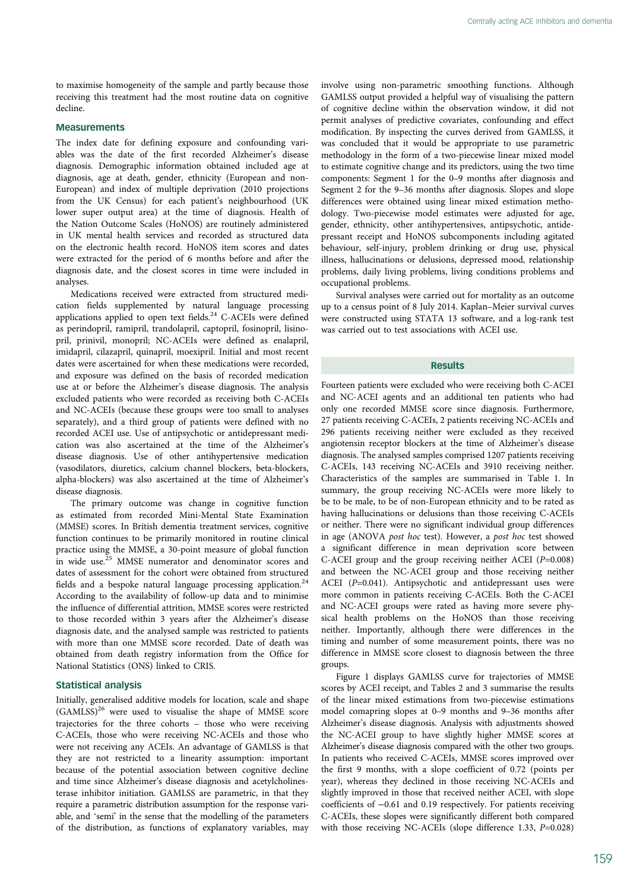to maximise homogeneity of the sample and partly because those receiving this treatment had the most routine data on cognitive decline.

### Measurements

The index date for defining exposure and confounding variables was the date of the first recorded Alzheimer's disease diagnosis. Demographic information obtained included age at diagnosis, age at death, gender, ethnicity (European and non-European) and index of multiple deprivation (2010 projections from the UK Census) for each patient's neighbourhood (UK lower super output area) at the time of diagnosis. Health of the Nation Outcome Scales (HoNOS) are routinely administered in UK mental health services and recorded as structured data on the electronic health record. HoNOS item scores and dates were extracted for the period of 6 months before and after the diagnosis date, and the closest scores in time were included in analyses.

Medications received were extracted from structured medication fields supplemented by natural language processing applications applied to open text fields.[24] C-ACEIs were defined as perindopril, ramipril, trandolapril, captopril, fosinopril, lisinopril, prinivil, monopril; NC-ACEIs were defined as enalapril, imidapril, cilazapril, quinapril, moexipril. Initial and most recent dates were ascertained for when these medications were recorded, and exposure was defined on the basis of recorded medication use at or before the Alzheimer's disease diagnosis. The analysis excluded patients who were recorded as receiving both C-ACEIs and NC-ACEIs (because these groups were too small to analyses separately), and a third group of patients were defined with no recorded ACEI use. Use of antipsychotic or antidepressant medication was also ascertained at the time of the Alzheimer's disease diagnosis. Use of other antihypertensive medication (vasodilators, diuretics, calcium channel blockers, beta-blockers, alpha-blockers) was also ascertained at the time of Alzheimer's disease diagnosis.

The primary outcome was change in cognitive function as estimated from recorded Mini-Mental State Examination (MMSE) scores. In British dementia treatment services, cognitive function continues to be primarily monitored in routine clinical practice using the MMSE, a 30-point measure of global function in wide use.[25] MMSE numerator and denominator scores and dates of assessment for the cohort were obtained from structured fields and a bespoke natural language processing application.[24] According to the availability of follow-up data and to minimise the influence of differential attrition, MMSE scores were restricted to those recorded within 3 years after the Alzheimer's disease diagnosis date, and the analysed sample was restricted to patients with more than one MMSE score recorded. Date of death was obtained from death registry information from the Office for National Statistics (ONS) linked to CRIS.

### Statistical analysis

Initially, generalised additive models for location, scale and shape (GAMLSS)[26] were used to visualise the shape of MMSE score trajectories for the three cohorts – those who were receiving C-ACEIs, those who were receiving NC-ACEIs and those who were not receiving any ACEIs. An advantage of GAMLSS is that they are not restricted to a linearity assumption: important because of the potential association between cognitive decline and time since Alzheimer's disease diagnosis and acetylcholinesterase inhibitor initiation. GAMLSS are parametric, in that they require a parametric distribution assumption for the response variable, and 'semi' in the sense that the modelling of the parameters of the distribution, as functions of explanatory variables, may involve using non-parametric smoothing functions. Although GAMLSS output provided a helpful way of visualising the pattern of cognitive decline within the observation window, it did not permit analyses of predictive covariates, confounding and effect modification. By inspecting the curves derived from GAMLSS, it was concluded that it would be appropriate to use parametric methodology in the form of a two-piecewise linear mixed model to estimate cognitive change and its predictors, using the two time components: Segment 1 for the 0–9 months after diagnosis and Segment 2 for the 9–36 months after diagnosis. Slopes and slope differences were obtained using linear mixed estimation methodology. Two-piecewise model estimates were adjusted for age, gender, ethnicity, other antihypertensives, antipsychotic, antidepressant receipt and HoNOS subcomponents including agitated behaviour, self-injury, problem drinking or drug use, physical illness, hallucinations or delusions, depressed mood, relationship problems, daily living problems, living conditions problems and occupational problems.

Survival analyses were carried out for mortality as an outcome up to a census point of 8 July 2014. Kaplan–Meier survival curves were constructed using STATA 13 software, and a log-rank test was carried out to test associations with ACEI use.

## Results

Fourteen patients were excluded who were receiving both C-ACEI and NC-ACEI agents and an additional ten patients who had only one recorded MMSE score since diagnosis. Furthermore, 27 patients receiving C-ACEIs, 2 patients receiving NC-ACEIs and 296 patients receiving neither were excluded as they received angiotensin receptor blockers at the time of Alzheimer's disease diagnosis. The analysed samples comprised 1207 patients receiving C-ACEIs, 143 receiving NC-ACEIs and 3910 receiving neither. Characteristics of the samples are summarised in Table 1. In summary, the group receiving NC-ACEIs were more likely to be to be male, to be of non-European ethnicity and to be rated as having hallucinations or delusions than those receiving C-ACEIs or neither. There were no significant individual group differences in age (ANOVA *post hoc* test). However, a *post hoc* test showed a significant difference in mean deprivation score between C-ACEI group and the group receiving neither ACEI ($P$=0.008) and between the NC-ACEI group and those receiving neither ACEI ($P$=0.041). Antipsychotic and antidepressant uses were more common in patients receiving C-ACEIs. Both the C-ACEI and NC-ACEI groups were rated as having more severe physical health problems on the HoNOS than those receiving neither. Importantly, although there were differences in the timing and number of some measurement points, there was no difference in MMSE score closest to diagnosis between the three groups.

Figure 1 displays GAMLSS curve for trajectories of MMSE scores by ACEI receipt, and Tables 2 and 3 summarise the results of the linear mixed estimations from two-piecewise estimations model comapring slopes at 0–9 months and 9–36 months after Alzheimer's disease diagnosis. Analysis with adjustments showed the NC-ACEI group to have slightly higher MMSE scores at Alzheimer's disease diagnosis compared with the other two groups. In patients who received C-ACEIs, MMSE scores improved over the first 9 months, with a slope coefficient of 0.72 (points per year), whereas they declined in those receiving NC-ACEIs and slightly improved in those that received neither ACEI, with slope coefficients of −0.61 and 0.19 respectively. For patients receiving C-ACEIs, these slopes were significantly different both compared with those receiving NC-ACEIs (slope difference 1.33, $P$=0.028)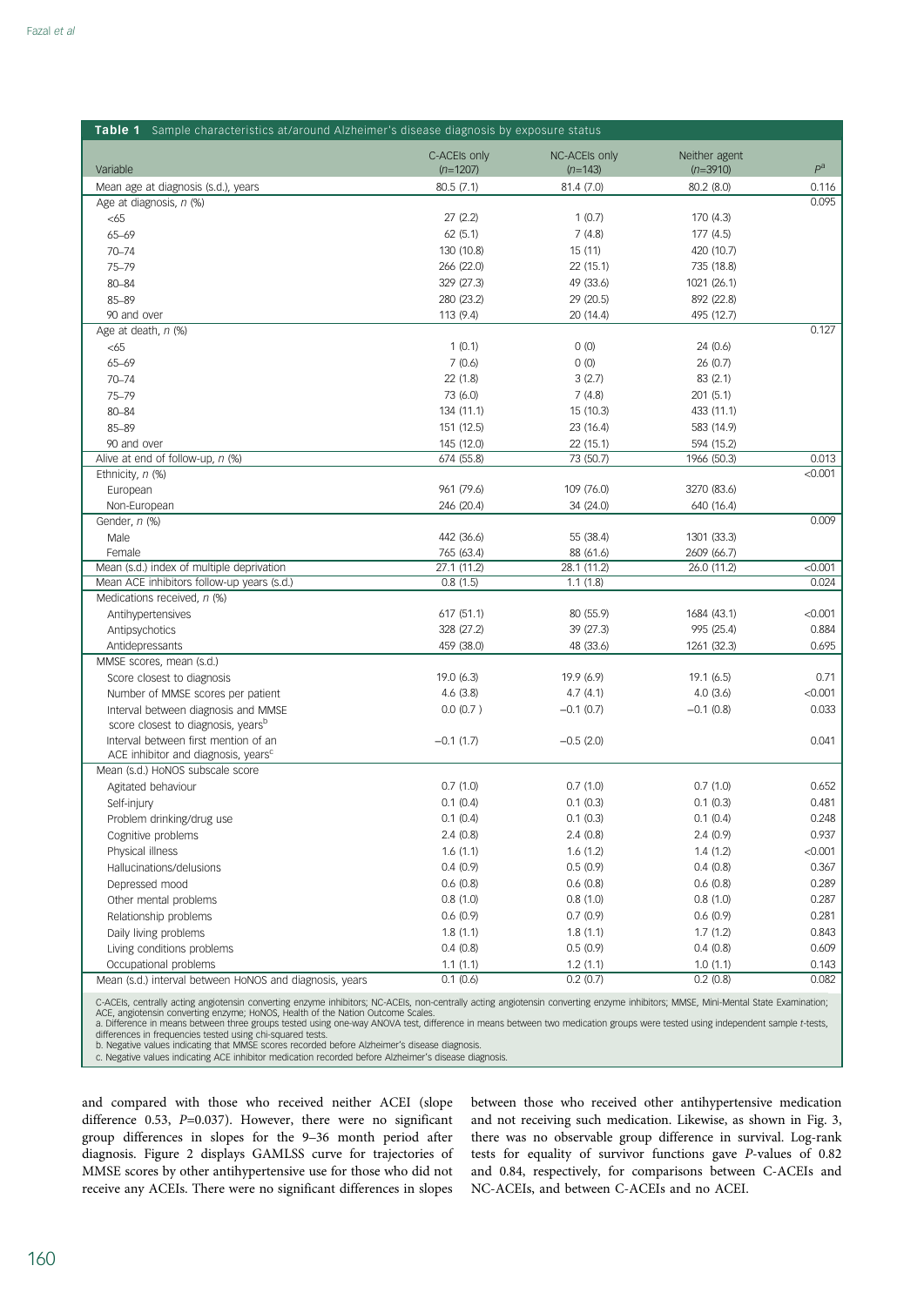**Table 1** Sample characteristics at/around Alzheimer's disease diagnosis by exposure status

| Variable | C-ACEIs only (n=1207) | NC-ACEIs only (n=143) | Neither agent (n=3910) | P[a] |
|---|---|---|---|---|
| Mean age at diagnosis (s.d.), years | 80.5 (7.1) | 81.4 (7.0) | 80.2 (8.0) | 0.116 |
| Age at diagnosis, n (%) | | | | 0.095 |
| <65 | 27 (2.2) | 1 (0.7) | 170 (4.3) | |
| 65–69 | 62 (5.1) | 7 (4.8) | 177 (4.5) | |
| 70–74 | 130 (10.8) | 15 (11) | 420 (10.7) | |
| 75–79 | 266 (22.0) | 22 (15.1) | 735 (18.8) | |
| 80–84 | 329 (27.3) | 49 (33.6) | 1021 (26.1) | |
| 85–89 | 280 (23.2) | 29 (20.5) | 892 (22.8) | |
| 90 and over | 113 (9.4) | 20 (14.4) | 495 (12.7) | |
| Age at death, n (%) | | | | 0.127 |
| <65 | 1 (0.1) | 0 (0) | 24 (0.6) | |
| 65–69 | 7 (0.6) | 0 (0) | 26 (0.7) | |
| 70–74 | 22 (1.8) | 3 (2.7) | 83 (2.1) | |
| 75–79 | 73 (6.0) | 7 (4.8) | 201 (5.1) | |
| 80–84 | 134 (11.1) | 15 (10.3) | 433 (11.1) | |
| 85–89 | 151 (12.5) | 23 (16.4) | 583 (14.9) | |
| 90 and over | 145 (12.0) | 22 (15.1) | 594 (15.2) | |
| Alive at end of follow-up, n (%) | 674 (55.8) | 73 (50.7) | 1966 (50.3) | 0.013 |
| Ethnicity, n (%) | | | | <0.001 |
| European | 961 (79.6) | 109 (76.0) | 3270 (83.6) | |
| Non-European | 246 (20.4) | 34 (24.0) | 640 (16.4) | |
| Gender, n (%) | | | | 0.009 |
| Male | 442 (36.6) | 55 (38.4) | 1301 (33.3) | |
| Female | 765 (63.4) | 88 (61.6) | 2609 (66.7) | |
| Mean (s.d.) index of multiple deprivation | 27.1 (11.2) | 28.1 (11.2) | 26.0 (11.2) | <0.001 |
| Mean ACE inhibitors follow-up years (s.d.) | 0.8 (1.5) | 1.1 (1.8) | | 0.024 |
| Medications received, n (%) | | | | |
| Antihypertensives | 617 (51.1) | 80 (55.9) | 1684 (43.1) | <0.001 |
| Antipsychotics | 328 (27.2) | 39 (27.3) | 995 (25.4) | 0.884 |
| Antidepressants | 459 (38.0) | 48 (33.6) | 1261 (32.3) | 0.695 |
| MMSE scores, mean (s.d.) | | | | |
| Score closest to diagnosis | 19.0 (6.3) | 19.9 (6.9) | 19.1 (6.5) | 0.71 |
| Number of MMSE scores per patient | 4.6 (3.8) | 4.7 (4.1) | 4.0 (3.6) | <0.001 |
| Interval between diagnosis and MMSE score closest to diagnosis, years[b] | 0.0 (0.7) | −0.1 (0.7) | −0.1 (0.8) | 0.033 |
| Interval between first mention of an ACE inhibitor and diagnosis, years[c] | −0.1 (1.7) | −0.5 (2.0) | | 0.041 |
| Mean (s.d.) HoNOS subscale score | | | | |
| Agitated behaviour | 0.7 (1.0) | 0.7 (1.0) | 0.7 (1.0) | 0.652 |
| Self-injury | 0.1 (0.4) | 0.1 (0.3) | 0.1 (0.3) | 0.481 |
| Problem drinking/drug use | 0.1 (0.4) | 0.1 (0.3) | 0.1 (0.4) | 0.248 |
| Cognitive problems | 2.4 (0.8) | 2.4 (0.8) | 2.4 (0.9) | 0.937 |
| Physical illness | 1.6 (1.1) | 1.6 (1.2) | 1.4 (1.2) | <0.001 |
| Hallucinations/delusions | 0.4 (0.9) | 0.5 (0.9) | 0.4 (0.8) | 0.367 |
| Depressed mood | 0.6 (0.8) | 0.6 (0.8) | 0.6 (0.8) | 0.289 |
| Other mental problems | 0.8 (1.0) | 0.8 (1.0) | 0.8 (1.0) | 0.287 |
| Relationship problems | 0.6 (0.9) | 0.7 (0.9) | 0.6 (0.9) | 0.281 |
| Daily living problems | 1.8 (1.1) | 1.8 (1.1) | 1.7 (1.2) | 0.843 |
| Living conditions problems | 0.4 (0.8) | 0.5 (0.9) | 0.4 (0.8) | 0.609 |
| Occupational problems | 1.1 (1.1) | 1.2 (1.1) | 1.0 (1.1) | 0.143 |
| Mean (s.d.) interval between HoNOS and diagnosis, years | 0.1 (0.6) | 0.2 (0.7) | 0.2 (0.8) | 0.082 |

C-ACEIs, centrally acting angiotensin converting enzyme inhibitors; NC-ACEIs, non-centrally acting angiotensin converting enzyme inhibitors; MMSE, Mini-Mental State Examination; ACE, angiotensin converting enzyme; HoNOS, Health of the Nation Outcome Scales.
a. Difference in means between three groups tested using one-way ANOVA test, difference in means between two medication groups were tested using independent sample t-tests, differences in frequencies tested using chi-squared tests.
b. Negative values indicating that MMSE scores recorded before Alzheimer's disease diagnosis.
c. Negative values indicating ACE inhibitor medication recorded before Alzheimer's disease diagnosis.

and compared with those who received neither ACEI (slope difference 0.53, $P$=0.037). However, there were no significant group differences in slopes for the 9–36 month period after diagnosis. Figure 2 displays GAMLSS curve for trajectories of MMSE scores by other antihypertensive use for those who did not receive any ACEIs. There were no significant differences in slopes between those who received other antihypertensive medication and not receiving such medication. Likewise, as shown in Fig. 3, there was no observable group difference in survival. Log-rank tests for equality of survivor functions gave $P$-values of 0.82 and 0.84, respectively, for comparisons between C-ACEIs and NC-ACEIs, and between C-ACEIs and no ACEI.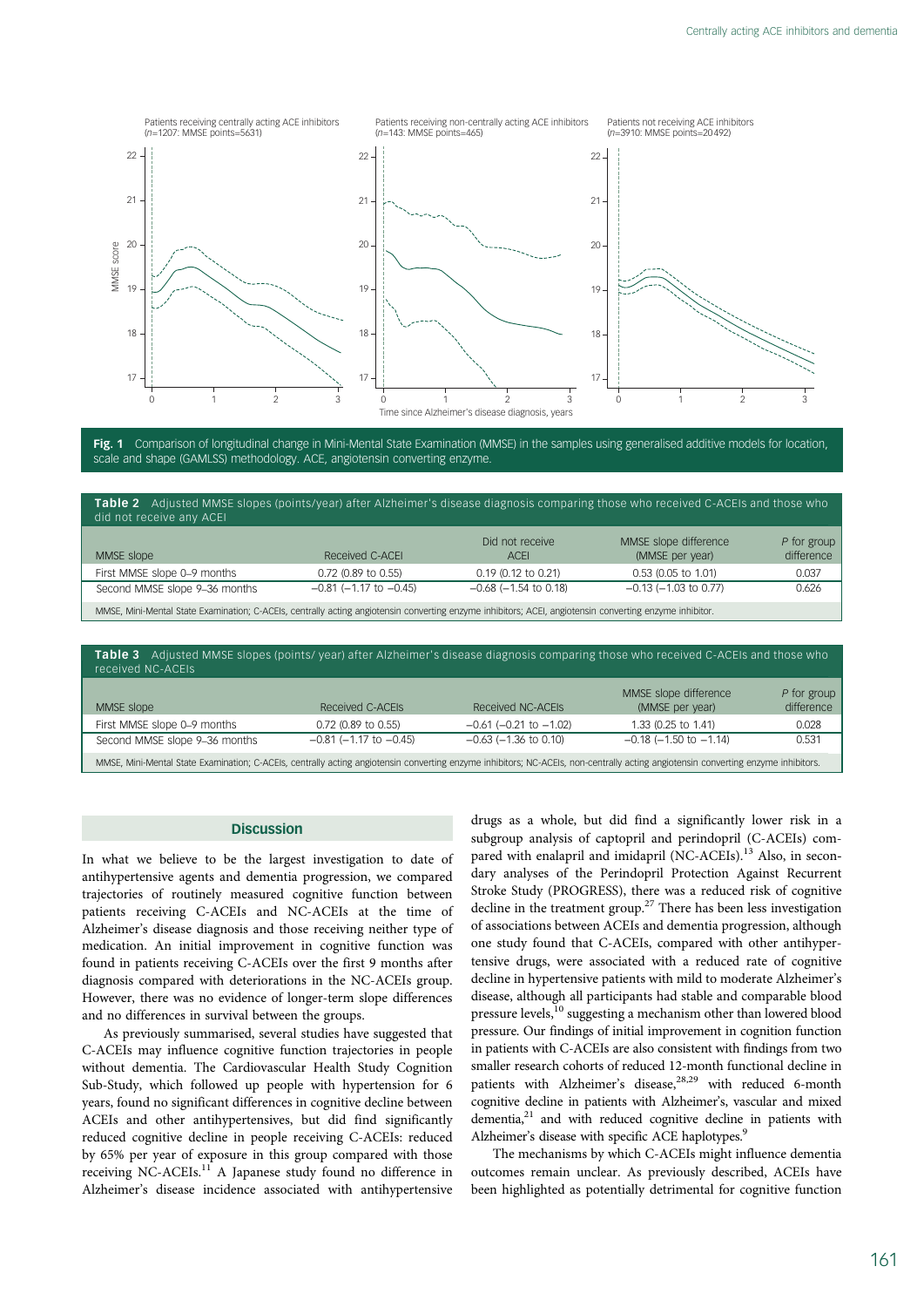Patients receiving centrally acting ACE inhibitors
(*n*=1207: MMSE points=5631)

Patients receiving non-centrally acting ACE inhibitors
(*n*=143: MMSE points=465)

Patients not receiving ACE inhibitors
(*n*=3910: MMSE points=20 492)

MMSE score

22
21
20
19
18
17

0 1 2 3

Time since Alzheimer's disease diagnosis, years

**Fig. 1** Comparison of longitudinal change in Mini-Mental State Examination (MMSE) in the samples using generalised additive models for location, scale and shape (GAMLSS) methodology. ACE, angiotensin converting enzyme.

**Table 2** Adjusted MMSE slopes (points/year) after Alzheimer's disease diagnosis comparing those who received C-ACEIs and those who did not receive any ACEI

| MMSE slope | Received C-ACEI | Did not receive ACEI | MMSE slope difference (MMSE per year) | *P* for group difference |
|---|---|---|---|---|
| First MMSE slope 0–9 months | 0.72 (0.89 to 0.55) | 0.19 (0.12 to 0.21) | 0.53 (0.05 to 1.01) | 0.037 |
| Second MMSE slope 9–36 months | −0.81 (−1.17 to −0.45) | −0.68 (−1.54 to 0.18) | −0.13 (−1.03 to 0.77) | 0.626 |

MMSE, Mini-Mental State Examination; C-ACEIs, centrally acting angiotensin converting enzyme inhibitors; ACEI, angiotensin converting enzyme inhibitor.

**Table 3** Adjusted MMSE slopes (points/ year) after Alzheimer's disease diagnosis comparing those who received C-ACEIs and those who received NC-ACEIs

| MMSE slope | Received C-ACEIs | Received NC-ACEIs | MMSE slope difference (MMSE per year) | *P* for group difference |
|---|---|---|---|---|
| First MMSE slope 0–9 months | 0.72 (0.89 to 0.55) | −0.61 (−0.21 to −1.02) | 1.33 (0.25 to 1.41) | 0.028 |
| Second MMSE slope 9–36 months | −0.81 (−1.17 to −0.45) | −0.63 (−1.36 to 0.10) | −0.18 (−1.50 to −1.14) | 0.531 |

MMSE, Mini-Mental State Examination; C-ACEIs, centrally acting angiotensin converting enzyme inhibitors; NC-ACEIs, non-centrally acting angiotensin converting enzyme inhibitors.

## Discussion

In what we believe to be the largest investigation to date of antihypertensive agents and dementia progression, we compared trajectories of routinely measured cognitive function between patients receiving C-ACEIs and NC-ACEIs at the time of Alzheimer's disease diagnosis and those receiving neither type of medication. An initial improvement in cognitive function was found in patients receiving C-ACEIs over the first 9 months after diagnosis compared with deteriorations in the NC-ACEIs group. However, there was no evidence of longer-term slope differences and no differences in survival between the groups.

As previously summarised, several studies have suggested that C-ACEIs may influence cognitive function trajectories in people without dementia. The Cardiovascular Health Study Cognition Sub-Study, which followed up people with hypertension for 6 years, found no significant differences in cognitive decline between ACEIs and other antihypertensives, but did find significantly reduced cognitive decline in people receiving C-ACEIs: reduced by 65% per year of exposure in this group compared with those receiving NC-ACEIs.[11] A Japanese study found no difference in Alzheimer's disease incidence associated with antihypertensive drugs as a whole, but did find a significantly lower risk in a subgroup analysis of captopril and perindopril (C-ACEIs) compared with enalapril and imidapril (NC-ACEIs).[13] Also, in secondary analyses of the Perindopril Protection Against Recurrent Stroke Study (PROGRESS), there was a reduced risk of cognitive decline in the treatment group.[27] There has been less investigation of associations between ACEIs and dementia progression, although one study found that C-ACEIs, compared with other antihypertensive drugs, were associated with a reduced rate of cognitive decline in hypertensive patients with mild to moderate Alzheimer's disease, although all participants had stable and comparable blood pressure levels,[10] suggesting a mechanism other than lowered blood pressure. Our findings of initial improvement in cognition function in patients with C-ACEIs are also consistent with findings from two smaller research cohorts of reduced 12-month functional decline in patients with Alzheimer's disease,[28,29] with reduced 6-month cognitive decline in patients with Alzheimer's, vascular and mixed dementia,[21] and with reduced cognitive decline in patients with Alzheimer's disease with specific ACE haplotypes.[9]

The mechanisms by which C-ACEIs might influence dementia outcomes remain unclear. As previously described, ACEIs have been highlighted as potentially detrimental for cognitive function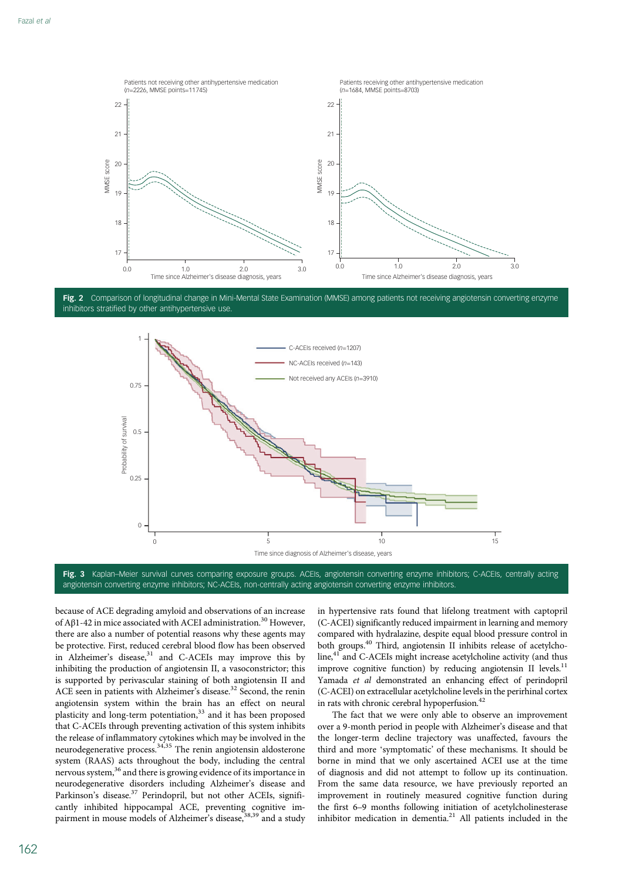Patients not receiving other antihypertensive medication
(*n*=2226, MMSE points=11745)

MMSE score

22
21
20
19
18
17

0.0
1.0
2.0
3.0

Time since Alzheimer's disease diagnosis, years

Patients receiving other antihypertensive medication
(*n*=1684, MMSE points=8703)

MMSE score

22
21
20
19
18
17

0.0
1.0
2.0
3.0

Time since Alzheimer's disease diagnosis, years

**Fig. 2** Comparison of longitudinal change in Mini-Mental State Examination (MMSE) among patients not receiving angiotensin converting enzyme inhibitors stratified by other antihypertensive use.

C-ACEIs received (*n*=1207)
NC-ACEIs received (*n*=143)
Not received any ACEIs (*n*=3910)

Probability of survival

1
0.75
0.5
0.25
0

0
5
10
15

Time since diagnosis of Alzheimer's disease, years

**Fig. 3** Kaplan–Meier survival curves comparing exposure groups. ACEIs, angiotensin converting enzyme inhibitors; C-ACEIs, centrally acting angiotensin converting enzyme inhibitors; NC-ACEIs, non-centrally acting angiotensin converting enzyme inhibitors.

because of ACE degrading amyloid and observations of an increase of Aβ1-42 in mice associated with ACEI administration.[30] However, there are also a number of potential reasons why these agents may be protective. First, reduced cerebral blood flow has been observed in Alzheimer's disease,[31] and C-ACEIs may improve this by inhibiting the production of angiotensin II, a vasoconstrictor; this is supported by perivascular staining of both angiotensin II and ACE seen in patients with Alzheimer's disease.[32] Second, the renin angiotensin system within the brain has an effect on neural plasticity and long-term potentiation,[33] and it has been proposed that C-ACEIs through preventing activation of this system inhibits the release of inflammatory cytokines which may be involved in the neurodegenerative process.[34,35] The renin angiotensin aldosterone system (RAAS) acts throughout the body, including the central nervous system,[36] and there is growing evidence of its importance in neurodegenerative disorders including Alzheimer's disease and Parkinson's disease.[37] Perindopril, but not other ACEIs, significantly inhibited hippocampal ACE, preventing cognitive impairment in mouse models of Alzheimer's disease,[38,39] and a study in hypertensive rats found that lifelong treatment with captopril (C-ACEI) significantly reduced impairment in learning and memory compared with hydralazine, despite equal blood pressure control in both groups.[40] Third, angiotensin II inhibits release of acetylcholine,[41] and C-ACEIs might increase acetylcholine activity (and thus improve cognitive function) by reducing angiotensin II levels.[11] Yamada *et al* demonstrated an enhancing effect of perindopril (C-ACEI) on extracellular acetylcholine levels in the perirhinal cortex in rats with chronic cerebral hypoperfusion.[42]

The fact that we were only able to observe an improvement over a 9-month period in people with Alzheimer's disease and that the longer-term decline trajectory was unaffected, favours the third and more 'symptomatic' of these mechanisms. It should be borne in mind that we only ascertained ACEI use at the time of diagnosis and did not attempt to follow up its continuation. From the same data resource, we have previously reported an improvement in routinely measured cognitive function during the first 6–9 months following initiation of acetylcholinesterase inhibitor medication in dementia.[21] All patients included in the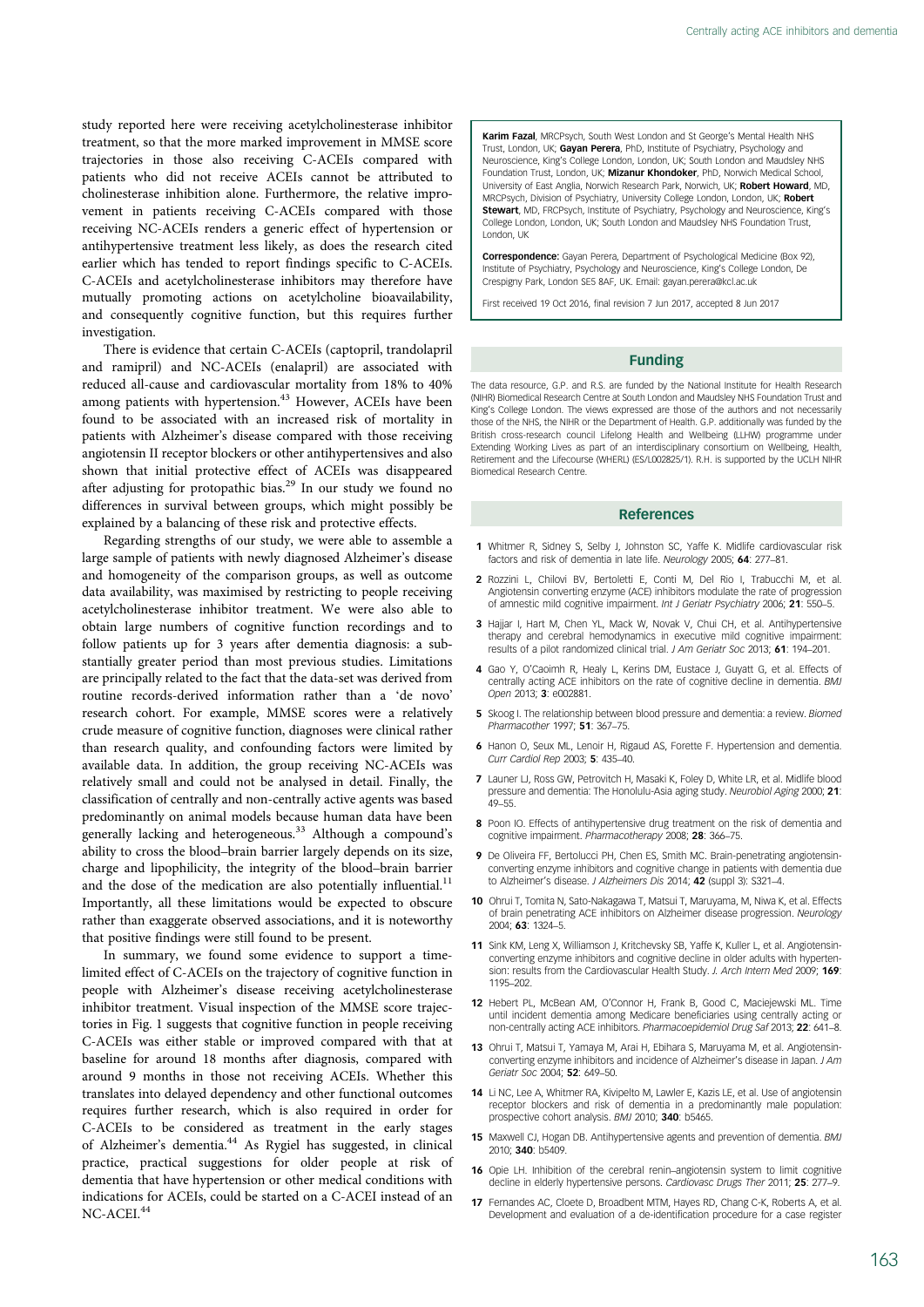study reported here were receiving acetylcholinesterase inhibitor treatment, so that the more marked improvement in MMSE score trajectories in those also receiving C-ACEIs compared with patients who did not receive ACEIs cannot be attributed to cholinesterase inhibition alone. Furthermore, the relative improvement in patients receiving C-ACEIs compared with those receiving NC-ACEIs renders a generic effect of hypertension or antihypertensive treatment less likely, as does the research cited earlier which has tended to report findings specific to C-ACEIs. C-ACEIs and acetylcholinesterase inhibitors may therefore have mutually promoting actions on acetylcholine bioavailability, and consequently cognitive function, but this requires further investigation.

There is evidence that certain C-ACEIs (captopril, trandolapril and ramipril) and NC-ACEIs (enalapril) are associated with reduced all-cause and cardiovascular mortality from 18% to 40% among patients with hypertension.[43] However, ACEIs have been found to be associated with an increased risk of mortality in patients with Alzheimer's disease compared with those receiving angiotensin II receptor blockers or other antihypertensives and also shown that initial protective effect of ACEIs was disappeared after adjusting for protopathic bias.[29] In our study we found no differences in survival between groups, which might possibly be explained by a balancing of these risk and protective effects.

Regarding strengths of our study, we were able to assemble a large sample of patients with newly diagnosed Alzheimer's disease and homogeneity of the comparison groups, as well as outcome data availability, was maximised by restricting to people receiving acetylcholinesterase inhibitor treatment. We were also able to obtain large numbers of cognitive function recordings and to follow patients up for 3 years after dementia diagnosis: a substantially greater period than most previous studies. Limitations are principally related to the fact that the data-set was derived from routine records-derived information rather than a 'de novo' research cohort. For example, MMSE scores were a relatively crude measure of cognitive function, diagnoses were clinical rather than research quality, and confounding factors were limited by available data. In addition, the group receiving NC-ACEIs was relatively small and could not be analysed in detail. Finally, the classification of centrally and non-centrally active agents was based predominantly on animal models because human data have been generally lacking and heterogeneous.[33] Although a compound's ability to cross the blood–brain barrier largely depends on its size, charge and lipophilicity, the integrity of the blood–brain barrier and the dose of the medication are also potentially influential.[11] Importantly, all these limitations would be expected to obscure rather than exaggerate observed associations, and it is noteworthy that positive findings were still found to be present.

In summary, we found some evidence to support a time-limited effect of C-ACEIs on the trajectory of cognitive function in people with Alzheimer's disease receiving acetylcholinesterase inhibitor treatment. Visual inspection of the MMSE score trajectories in Fig. 1 suggests that cognitive function in people receiving C-ACEIs was either stable or improved compared with that at baseline for around 18 months after diagnosis, compared with around 9 months in those not receiving ACEIs. Whether this translates into delayed dependency and other functional outcomes requires further research, which is also required in order for C-ACEIs to be considered as treatment in the early stages of Alzheimer's dementia.[44] As Rygiel has suggested, in clinical practice, practical suggestions for older people at risk of dementia that have hypertension or other medical conditions with indications for ACEIs, could be started on a C-ACEI instead of an NC-ACEI.[44]

**Karim Fazal**, MRCPsych, South West London and St George's Mental Health NHS Trust, London, UK; **Gayan Perera**, PhD, Institute of Psychiatry, Psychology and Neuroscience, King's College London, London, UK; South London and Maudsley NHS Foundation Trust, London, UK; **Mizanur Khondoker**, PhD, Norwich Medical School, University of East Anglia, Norwich Research Park, Norwich, UK; **Robert Howard**, MD, MRCPsych, Division of Psychiatry, University College London, London, UK; **Robert Stewart**, MD, FRCPsych, Institute of Psychiatry, Psychology and Neuroscience, King's College London, London, UK; South London and Maudsley NHS Foundation Trust, London, UK

**Correspondence:** Gayan Perera, Department of Psychological Medicine (Box 92), Institute of Psychiatry, Psychology and Neuroscience, King's College London, De Crespigny Park, London SE5 8AF, UK. Email: gayan.perera@kcl.ac.uk

First received 19 Oct 2016, final revision 7 Jun 2017, accepted 8 Jun 2017

## Funding

The data resource, G.P. and R.S. are funded by the National Institute for Health Research (NIHR) Biomedical Research Centre at South London and Maudsley NHS Foundation Trust and King's College London. The views expressed are those of the authors and not necessarily those of the NHS, the NIHR or the Department of Health. G.P. additionally was funded by the British cross-research council Lifelong Health and Wellbeing (LLHW) programme under Extending Working Lives as part of an interdisciplinary consortium on Wellbeing, Health, Retirement and the Lifecourse (WHERL) (ES/L002825/1). R.H. is supported by the UCLH NIHR Biomedical Research Centre.

## References

1. Whitmer R, Sidney S, Selby J, Johnston SC, Yaffe K. Midlife cardiovascular risk factors and risk of dementia in late life. *Neurology* 2005; **64**: 277–81.
2. Rozzini L, Chilovi BV, Bertoletti E, Conti M, Del Rio I, Trabucchi M, et al. Angiotensin converting enzyme (ACE) inhibitors modulate the rate of progression of amnestic mild cognitive impairment. *Int J Geriatr Psychiatry* 2006; **21**: 550–5.
3. Hajjar I, Hart M, Chen YL, Mack W, Novak V, Chui CH, et al. Antihypertensive therapy and cerebral hemodynamics in executive mild cognitive impairment: results of a pilot randomized clinical trial. *J Am Geriatr Soc* 2013; **61**: 194–201.
4. Gao Y, O'Caoimh R, Healy L, Kerins DM, Eustace J, Guyatt G, et al. Effects of centrally acting ACE inhibitors on the rate of cognitive decline in dementia. *BMJ Open* 2013; **3**: e002881.
5. Skoog I. The relationship between blood pressure and dementia: a review. *Biomed Pharmacother* 1997; **51**: 367–75.
6. Hanon O, Seux ML, Lenoir H, Rigaud AS, Forette F. Hypertension and dementia. *Curr Cardiol Rep* 2003; **5**: 435–40.
7. Launer LJ, Ross GW, Petrovitch H, Masaki K, Foley D, White LR, et al. Midlife blood pressure and dementia: The Honolulu-Asia aging study. *Neurobiol Aging* 2000; **21**: 49–55.
8. Poon IO. Effects of antihypertensive drug treatment on the risk of dementia and cognitive impairment. *Pharmacotherapy* 2008; **28**: 366–75.
9. De Oliveira FF, Bertolucci PH, Chen ES, Smith MC. Brain-penetrating angiotensin-converting enzyme inhibitors and cognitive change in patients with dementia due to Alzheimer's disease. *J Alzheimers Dis* 2014; **42** (suppl 3): S321–4.
10. Ohrui T, Tomita N, Sato-Nakagawa T, Matsui T, Maruyama, M, Niwa K, et al. Effects of brain penetrating ACE inhibitors on Alzheimer disease progression. *Neurology* 2004; **63**: 1324–5.
11. Sink KM, Leng X, Williamson J, Kritchevsky SB, Yaffe K, Kuller L, et al. Angiotensin-converting enzyme inhibitors and cognitive decline in older adults with hypertension: results from the Cardiovascular Health Study. *J. Arch Intern Med* 2009; **169**: 1195–202.
12. Hebert PL, McBean AM, O'Connor H, Frank B, Good C, Maciejewski ML. Time until incident dementia among Medicare beneficiaries using centrally acting or non-centrally acting ACE inhibitors. *Pharmacoepidemiol Drug Saf* 2013; **22**: 641–8.
13. Ohrui T, Matsui T, Yamaya M, Arai H, Ebihara S, Maruyama M, et al. Angiotensin-converting enzyme inhibitors and incidence of Alzheimer's disease in Japan. *J Am Geriatr Soc* 2004; **52**: 649–50.
14. Li NC, Lee A, Whitmer RA, Kivipelto M, Lawler E, Kazis LE, et al. Use of angiotensin receptor blockers and risk of dementia in a predominantly male population: prospective cohort analysis. *BMJ* 2010; **340**: b5465.
15. Maxwell CJ, Hogan DB. Antihypertensive agents and prevention of dementia. *BMJ* 2010; **340**: b5409.
16. Opie LH. Inhibition of the cerebral renin–angiotensin system to limit cognitive decline in elderly hypertensive persons. *Cardiovasc Drugs Ther* 2011; **25**: 277–9.
17. Fernandes AC, Cloete D, Broadbent MTM, Hayes RD, Chang C-K, Roberts A, et al. Development and evaluation of a de-identification procedure for a case register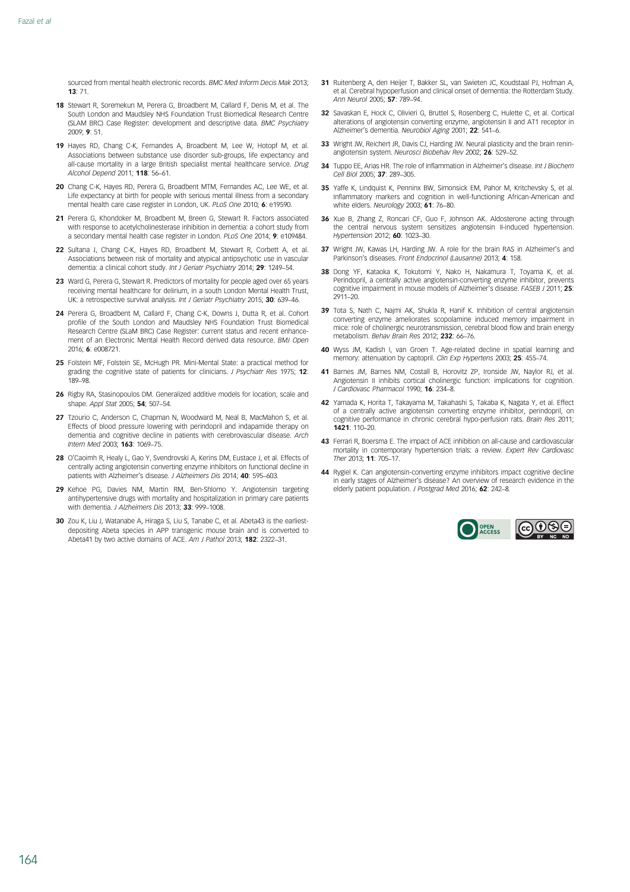sourced from mental health electronic records. *BMC Med Inform Decis Mak* 2013; **13**: 71.

**18** Stewart R, Soremekun M, Perera G, Broadbent M, Callard F, Denis M, et al. The South London and Maudsley NHS Foundation Trust Biomedical Research Centre (SLAM BRC) Case Register: development and descriptive data. *BMC Psychiatry* 2009; **9**: 51.

**19** Hayes RD, Chang C-K, Fernandes A, Broadbent M, Lee W, Hotopf M, et al. Associations between substance use disorder sub-groups, life expectancy and all-cause mortality in a large British specialist mental healthcare service. *Drug Alcohol Depend* 2011; **118**: 56–61.

**20** Chang C-K, Hayes RD, Perera G, Broadbent MTM, Fernandes AC, Lee WE, et al. Life expectancy at birth for people with serious mental illness from a secondary mental health care case register in London, UK. *PLoS One* 2010; **6**: e19590.

**21** Perera G, Khondoker M, Broadbent M, Breen G, Stewart R. Factors associated with response to acetylcholinesterase inhibition in dementia: a cohort study from a secondary mental health care case register in London. *PLoS One* 2014; **9**: e109484.

**22** Sultana J, Chang C-K, Hayes RD, Broadbent M, Stewart R, Corbett A, et al. Associations between risk of mortality and atypical antipsychotic use in vascular dementia: a clinical cohort study. *Int J Geriatr Psychiatry* 2014; **29**: 1249–54.

**23** Ward G, Perera G, Stewart R. Predictors of mortality for people aged over 65 years receiving mental healthcare for delirium, in a south London Mental Health Trust, UK: a retrospective survival analysis. *Int J Geriatr Psychiatry* 2015; **30**: 639–46.

**24** Perera G, Broadbent M, Callard F, Chang C-K, Downs J, Dutta R, et al. Cohort profile of the South London and Maudsley NHS Foundation Trust Biomedical Research Centre (SLaM BRC) Case Register: current status and recent enhancement of an Electronic Mental Health Record derived data resource. *BMJ Open* 2016; **6**: e008721.

**25** Folstein MF, Folstein SE, McHugh PR. Mini-Mental State: a practical method for grading the cognitive state of patients for clinicians. *J Psychiatr Res* 1975; **12**: 189–98.

**26** Rigby RA, Stasinopoulos DM. Generalized additive models for location, scale and shape. *Appl Stat* 2005; **54**; 507–54.

**27** Tzourio C, Anderson C, Chapman N, Woodward M, Neal B, MacMahon S, et al. Effects of blood pressure lowering with perindopril and indapamide therapy on dementia and cognitive decline in patients with cerebrovascular disease. *Arch Intern Med* 2003; **163**: 1069–75.

**28** O'Caoimh R, Healy L, Gao Y, Svendrovski A, Kerins DM, Eustace J, et al. Effects of centrally acting angiotensin converting enzyme inhibitors on functional decline in patients with Alzheimer's disease. *J Alzheimers Dis* 2014; **40**: 595–603.

**29** Kehoe PG, Davies NM, Martin RM, Ben-Shlomo Y. Angiotensin targeting antihypertensive drugs with mortality and hospitalization in primary care patients with dementia. *J Alzheimers Dis* 2013; **33**: 999–1008.

**30** Zou K, Liu J, Watanabe A, Hiraga S, Liu S, Tanabe C, et al. Abeta43 is the earliest-depositing Abeta species in APP transgenic mouse brain and is converted to Abeta41 by two active domains of ACE. *Am J Pathol* 2013; **182**: 2322–31.

**31** Ruitenberg A, den Heijer T, Bakker SL, van Swieten JC, Koudstaal PJ, Hofman A, et al. Cerebral hypoperfusion and clinical onset of dementia: the Rotterdam Study. *Ann Neurol* 2005; **57**: 789–94.

**32** Savaskan E, Hock C, Olivieri G, Bruttel S, Rosenberg C, Hulette C, et al. Cortical alterations of angiotensin converting enzyme, angiotensin II and AT1 receptor in Alzheimer's dementia. *Neurobiol Aging* 2001; **22**: 541–6.

**33** Wright JW, Reichert JR, Davis CJ, Harding JW. Neural plasticity and the brain renin-angiotensin system. *Neurosci Biobehav Rev* 2002; **26**: 529–52.

**34** Tuppo EE, Arias HR. The role of inflammation in Alzheimer's disease. *Int J Biochem Cell Biol* 2005; **37**: 289–305.

**35** Yaffe K, Lindquist K, Penninx BW, Simonsick EM, Pahor M, Kritchevsky S, et al. Inflammatory markers and cognition in well-functioning African-American and white elders. *Neurology* 2003; **61**: 76–80.

**36** Xue B, Zhang Z, Roncari CF, Guo F, Johnson AK. Aldosterone acting through the central nervous system sensitizes angiotensin II-induced hypertension. *Hypertension* 2012; **60**: 1023–30.

**37** Wright JW, Kawas LH, Harding JW. A role for the brain RAS in Alzheimer's and Parkinson's diseases. *Front Endocrinol (Lausanne)* 2013; **4**: 158.

**38** Dong YF, Kataoka K, Tokutomi Y, Nako H, Nakamura T, Toyama K, et al. Perindopril, a centrally active angiotensin-converting enzyme inhibitor, prevents cognitive impairment in mouse models of Alzheimer's disease. *FASEB J* 2011; **25**: 2911–20.

**39** Tota S, Nath C, Najmi AK, Shukla R, Hanif K. Inhibition of central angiotensin converting enzyme ameliorates scopolamine induced memory impairment in mice: role of cholinergic neurotransmission, cerebral blood flow and brain energy metabolism. *Behav Brain Res* 2012; **232**: 66–76.

**40** Wyss JM, Kadish I, van Groen T. Age-related decline in spatial learning and memory: attenuation by captopril. *Clin Exp Hypertens* 2003; **25**: 455–74.

**41** Barnes JM, Barnes NM, Costall B, Horovitz ZP, Ironside JW, Naylor RJ, et al. Angiotensin II inhibits cortical cholinergic function: implications for cognition. *J Cardiovasc Pharmacol* 1990; **16**: 234–8.

**42** Yamada K, Horita T, Takayama M, Takahashi S, Takaba K, Nagata Y, et al. Effect of a centrally active angiotensin converting enzyme inhibitor, perindopril, on cognitive performance in chronic cerebral hypo-perfusion rats. *Brain Res* 2011; **1421**: 110–20.

**43** Ferrari R, Boersma E. The impact of ACE inhibition on all-cause and cardiovascular mortality in contemporary hypertension trials: a review. *Expert Rev Cardiovasc Ther* 2013; **11**: 705–17.

**44** Rygiel K. Can angiotensin-converting enzyme inhibitors impact cognitive decline in early stages of Alzheimer's disease? An overview of research evidence in the elderly patient population. *J Postgrad Med* 2016; **62**: 242–8.